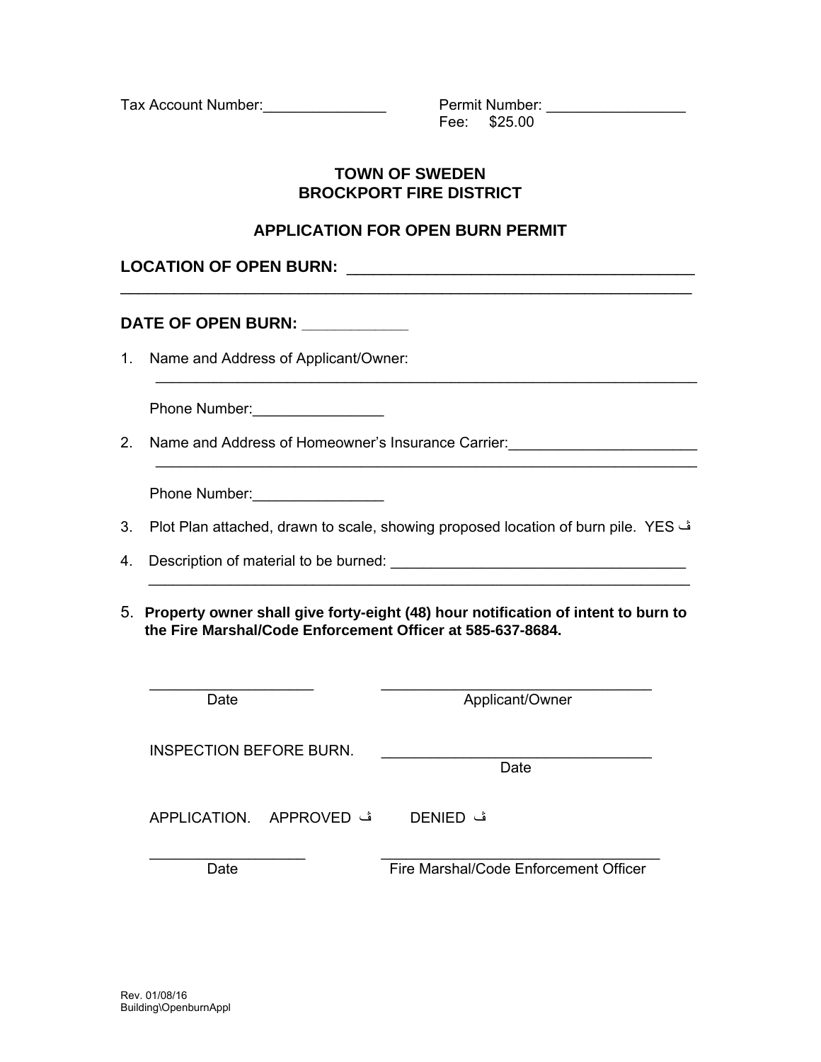Tax Account Number:_______________ Permit Number: _________________
Fee: $25.00

# TOWN OF SWEDEN
# BROCKPORT FIRE DISTRICT

## APPLICATION FOR OPEN BURN PERMIT

**LOCATION OF OPEN BURN:** ________________________________________
_________________________________________________________________

**DATE OF OPEN BURN:** ____________

1. Name and Address of Applicant/Owner:
   _________________________________________________________________

   Phone Number:________________

2. Name and Address of Homeowner's Insurance Carrier:______________________
   _________________________________________________________________

   Phone Number:________________

3. Plot Plan attached, drawn to scale, showing proposed location of burn pile. YES ڤ

4. Description of material to be burned: ___________________________________
   _________________________________________________________________

5. **Property owner shall give forty-eight (48) hour notification of intent to burn to the Fire Marshal/Code Enforcement Officer at 585-637-8684.**

____________________ ________________________________
Date Applicant/Owner

INSPECTION BEFORE BURN. ________________________________
Date

APPLICATION. APPROVED ڤ DENIED ڤ

__________________ __________________________________
Date Fire Marshal/Code Enforcement Officer

Rev. 01/08/16
Building\OpenburnAppl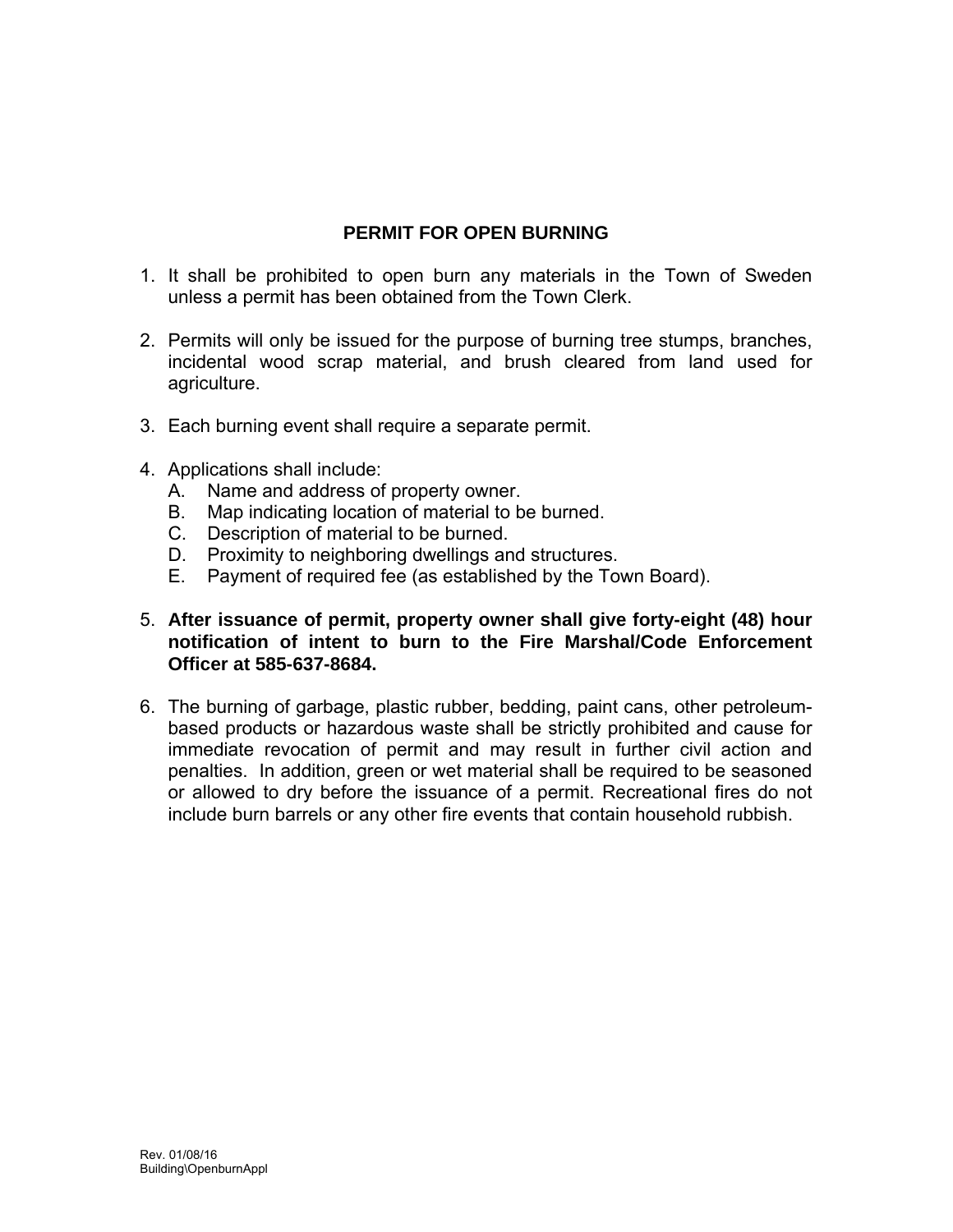# PERMIT FOR OPEN BURNING

1. It shall be prohibited to open burn any materials in the Town of Sweden unless a permit has been obtained from the Town Clerk.

2. Permits will only be issued for the purpose of burning tree stumps, branches, incidental wood scrap material, and brush cleared from land used for agriculture.

3. Each burning event shall require a separate permit.

4. Applications shall include:
   A. Name and address of property owner.
   B. Map indicating location of material to be burned.
   C. Description of material to be burned.
   D. Proximity to neighboring dwellings and structures.
   E. Payment of required fee (as established by the Town Board).

5. **After issuance of permit, property owner shall give forty-eight (48) hour notification of intent to burn to the Fire Marshal/Code Enforcement Officer at 585-637-8684.**

6. The burning of garbage, plastic rubber, bedding, paint cans, other petroleum-based products or hazardous waste shall be strictly prohibited and cause for immediate revocation of permit and may result in further civil action and penalties. In addition, green or wet material shall be required to be seasoned or allowed to dry before the issuance of a permit. Recreational fires do not include burn barrels or any other fire events that contain household rubbish.

Rev. 01/08/16
Building\OpenburnAppl